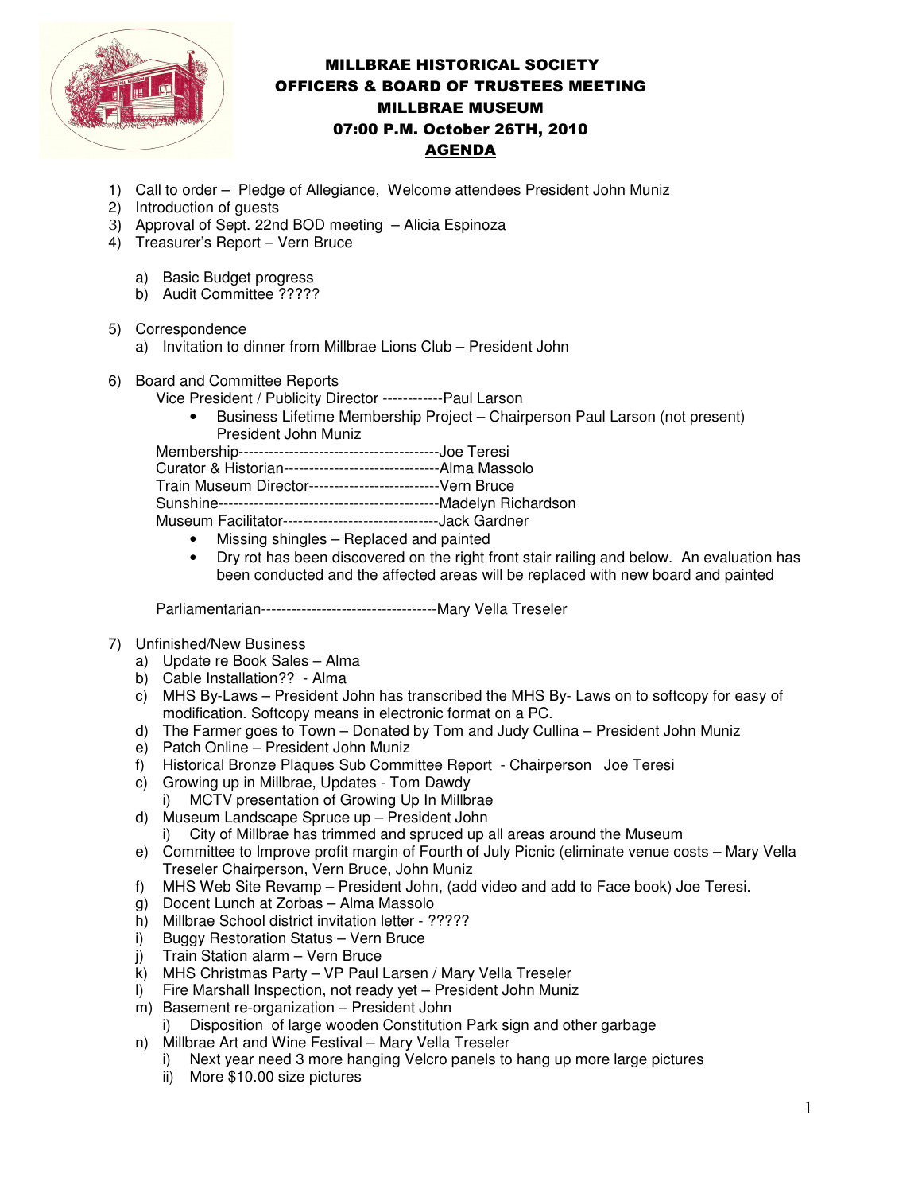# MILLBRAE HISTORICAL SOCIETY
## OFFICERS & BOARD OF TRUSTEES MEETING
## MILLBRAE MUSEUM
## 07:00 P.M. October 26TH, 2010
## AGENDA

1) Call to order – Pledge of Allegiance, Welcome attendees President John Muniz
2) Introduction of guests
3) Approval of Sept. 22nd BOD meeting – Alicia Espinoza
4) Treasurer's Report – Vern Bruce

   a) Basic Budget progress
   b) Audit Committee ?????

5) Correspondence
   a) Invitation to dinner from Millbrae Lions Club – President John

6) Board and Committee Reports

   Vice President / Publicity Director ------------Paul Larson
   - Business Lifetime Membership Project – Chairperson Paul Larson (not present) President John Muniz

   Membership----------------------------------------Joe Teresi
   Curator & Historian-------------------------------Alma Massolo
   Train Museum Director--------------------------Vern Bruce
   Sunshine--------------------------------------------Madelyn Richardson
   Museum Facilitator-------------------------------Jack Gardner
   - Missing shingles – Replaced and painted
   - Dry rot has been discovered on the right front stair railing and below. An evaluation has been conducted and the affected areas will be replaced with new board and painted

   Parliamentarian-----------------------------------Mary Vella Treseler

7) Unfinished/New Business
   a) Update re Book Sales – Alma
   b) Cable Installation?? - Alma
   c) MHS By-Laws – President John has transcribed the MHS By- Laws on to softcopy for easy of modification. Softcopy means in electronic format on a PC.
   d) The Farmer goes to Town – Donated by Tom and Judy Cullina – President John Muniz
   e) Patch Online – President John Muniz
   f) Historical Bronze Plaques Sub Committee Report - Chairperson Joe Teresi
   c) Growing up in Millbrae, Updates - Tom Dawdy
      i) MCTV presentation of Growing Up In Millbrae
   d) Museum Landscape Spruce up – President John
      i) City of Millbrae has trimmed and spruced up all areas around the Museum
   e) Committee to Improve profit margin of Fourth of July Picnic (eliminate venue costs – Mary Vella Treseler Chairperson, Vern Bruce, John Muniz
   f) MHS Web Site Revamp – President John, (add video and add to Face book) Joe Teresi.
   g) Docent Lunch at Zorbas – Alma Massolo
   h) Millbrae School district invitation letter - ?????
   i) Buggy Restoration Status – Vern Bruce
   j) Train Station alarm – Vern Bruce
   k) MHS Christmas Party – VP Paul Larsen / Mary Vella Treseler
   l) Fire Marshall Inspection, not ready yet – President John Muniz
   m) Basement re-organization – President John
      i) Disposition of large wooden Constitution Park sign and other garbage
   n) Millbrae Art and Wine Festival – Mary Vella Treseler
      i) Next year need 3 more hanging Velcro panels to hang up more large pictures
      ii) More $10.00 size pictures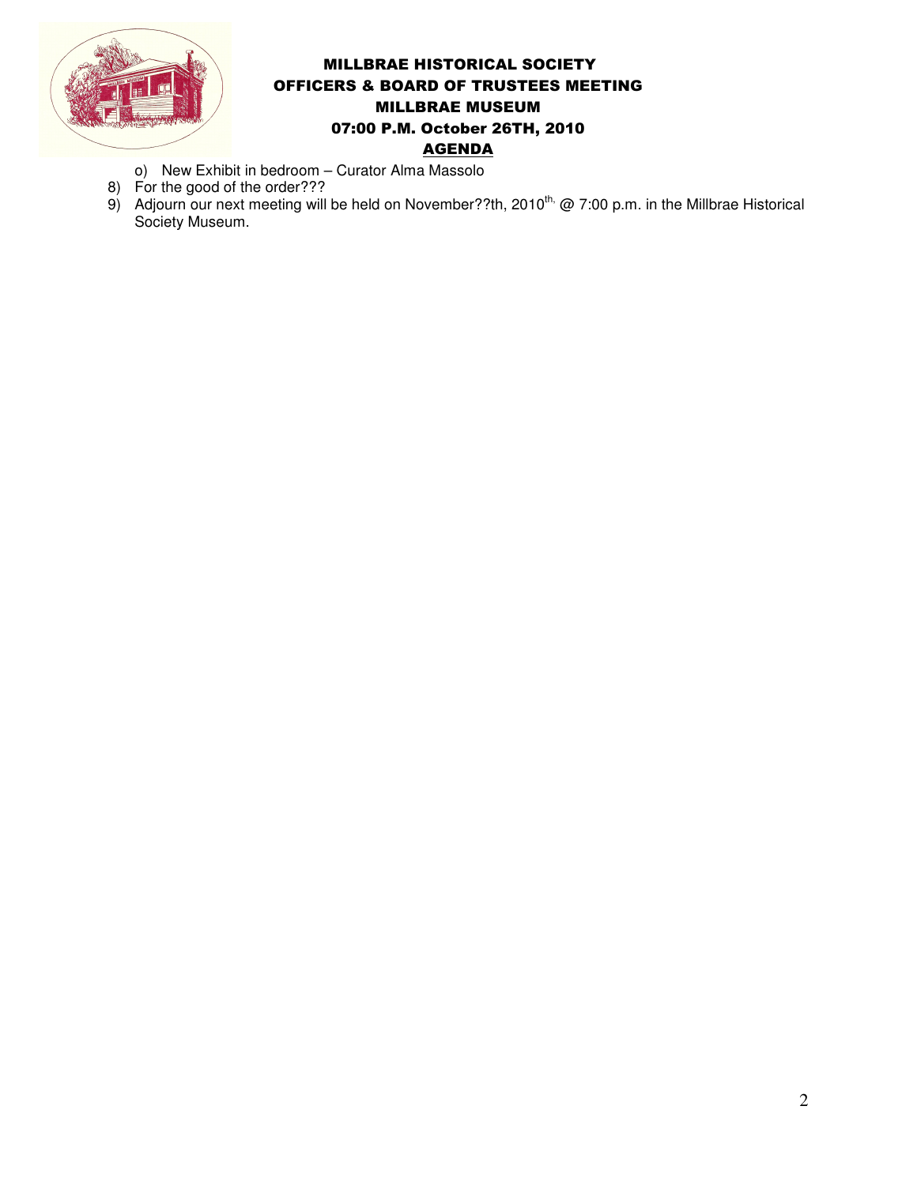# MILLBRAE HISTORICAL SOCIETY
## OFFICERS & BOARD OF TRUSTEES MEETING
## MILLBRAE MUSEUM
## 07:00 P.M. October 26TH, 2010
## AGENDA

o) New Exhibit in bedroom – Curator Alma Massolo

8) For the good of the order???

9) Adjourn our next meeting will be held on November??th, 2010th, @ 7:00 p.m. in the Millbrae Historical Society Museum.